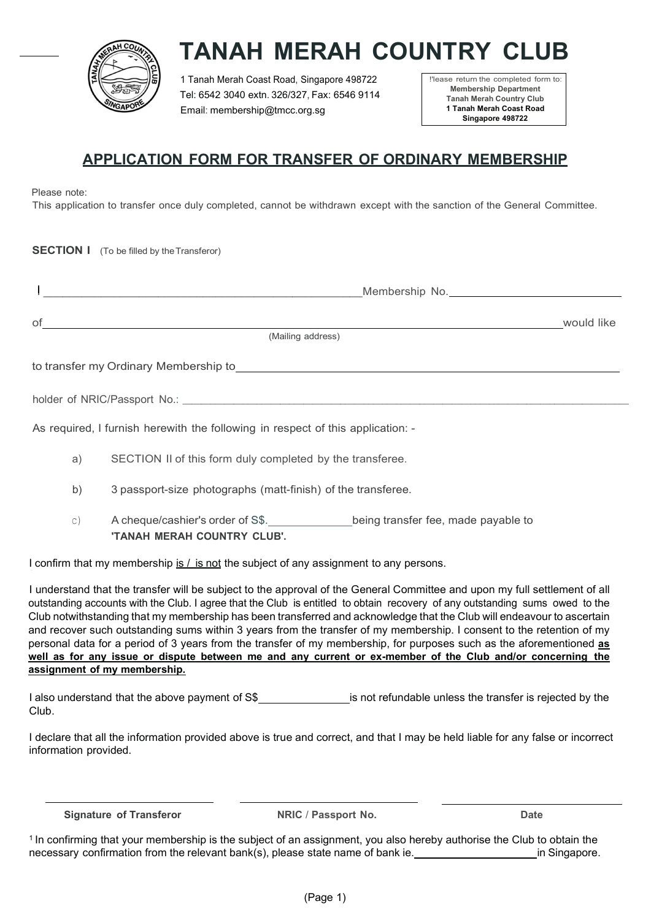# TANAH MERAH COUNTRY CLUB

1 Tanah Merah Coast Road, Singapore 498722
Tel: 6542 3040 extn. 326/327, Fax: 6546 9114
Email: membership@tmcc.org.sg

Please return the completed form to:
**Membership Department**
**Tanah Merah Country Club**
**1 Tanah Merah Coast Road**
**Singapore 498722**

## APPLICATION FORM FOR TRANSFER OF ORDINARY MEMBERSHIP

Please note:
This application to transfer once duly completed, cannot be withdrawn except with the sanction of the General Committee.

**SECTION I** (To be filled by the Transferor)

I ______________________________________________ Membership No. ______________________

of ______________________________________________________________________ would like
(Mailing address)

to transfer my Ordinary Membership to ______________________________________________

holder of NRIC/Passport No.: ______________________________________________________

As required, I furnish herewith the following in respect of this application: -

a) SECTION II of this form duly completed by the transferee.

b) 3 passport-size photographs (matt-finish) of the transferee.

c) A cheque/cashier's order of S$. ____________ being transfer fee, made payable to **'TANAH MERAH COUNTRY CLUB'.**

I confirm that my membership is / is not the subject of any assignment to any persons.

I understand that the transfer will be subject to the approval of the General Committee and upon my full settlement of all outstanding accounts with the Club. I agree that the Club is entitled to obtain recovery of any outstanding sums owed to the Club notwithstanding that my membership has been transferred and acknowledge that the Club will endeavour to ascertain and recover such outstanding sums within 3 years from the transfer of my membership. I consent to the retention of my personal data for a period of 3 years from the transfer of my membership, for purposes such as the aforementioned **as well as for any issue or dispute between me and any current or ex-member of the Club and/or concerning the assignment of my membership.**

I also understand that the above payment of S$ ____________ is not refundable unless the transfer is rejected by the Club.

I declare that all the information provided above is true and correct, and that I may be held liable for any false or incorrect information provided.

| ______________________ | ______________________ | ______________________ |
|---|---|---|
| **Signature of Transferor** | **NRIC / Passport No.** | **Date** |

[1] In confirming that your membership is the subject of an assignment, you also hereby authorise the Club to obtain the necessary confirmation from the relevant bank(s), please state name of bank ie. ____________________ in Singapore.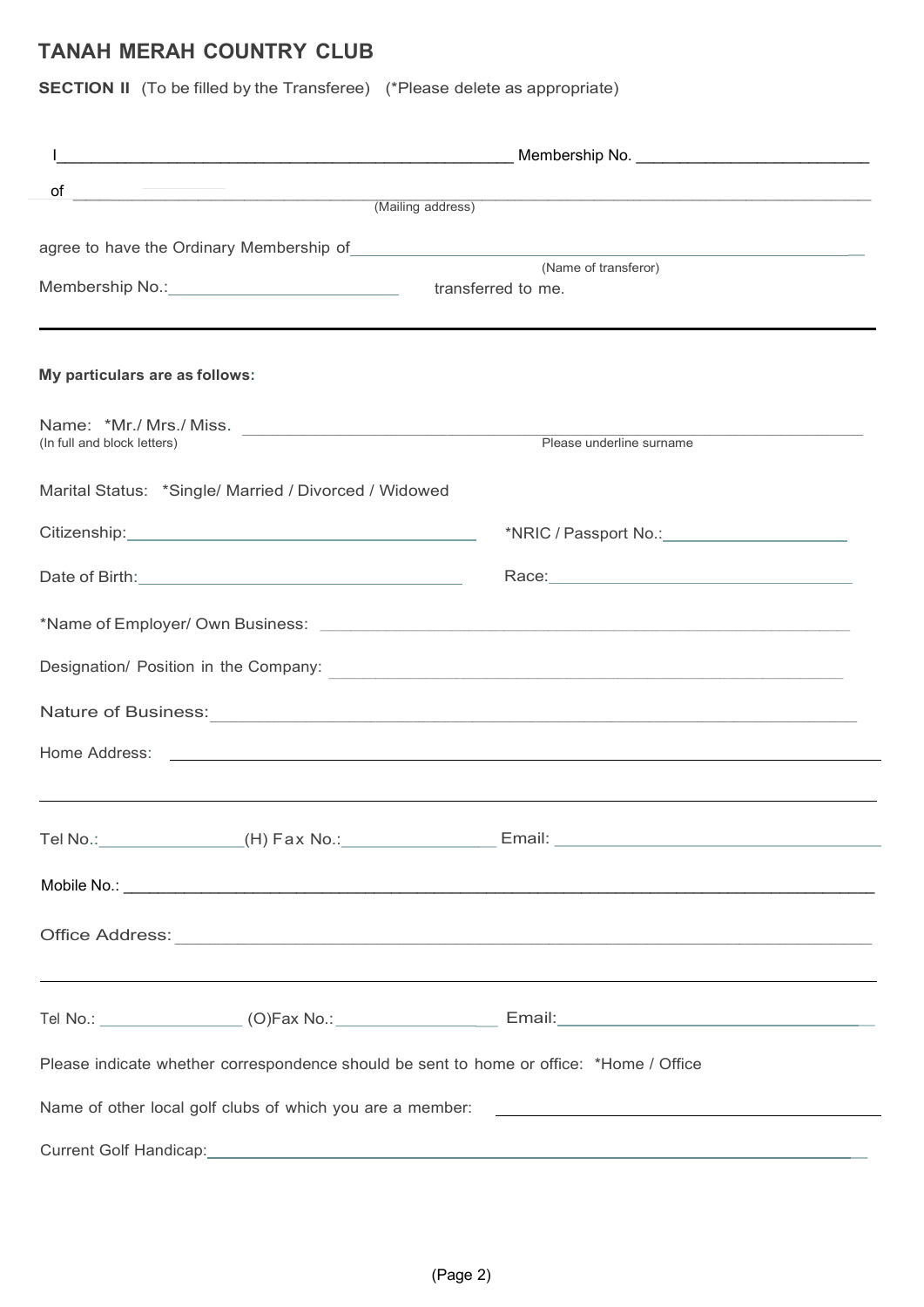# TANAH MERAH COUNTRY CLUB

**SECTION II** (To be filled by the Transferee) (*Please delete as appropriate)

I______________________________________________ Membership No. ______________________

of ______________________________________________________________________________
(Mailing address)

agree to have the Ordinary Membership of______________________________________________
(Name of transferor)

Membership No.:______________________ transferred to me.

---

**My particulars are as follows:**

Name: *Mr./ Mrs./ Miss. ________________________________________________________________
(In full and block letters) Please underline surname

Marital Status: *Single/ Married / Divorced / Widowed

Citizenship:___________________________________ *NRIC / Passport No.:__________________

Date of Birth:_________________________________ Race:______________________________

*Name of Employer/ Own Business: ______________________________________________________

Designation/ Position in the Company: __________________________________________________

Nature of Business:_____________________________________________________________

Home Address: __________________________________________________________________

_____________________________________________________________________________

Tel No.:_______________(H) Fax No.:_______________ Email: _______________________________

Mobile No.: ____________________________________________________________________

Office Address:__________________________________________________________________

_____________________________________________________________________________

Tel No.: _______________ (O)Fax No.:_______________ Email:_______________________________

Please indicate whether correspondence should be sent to home or office: *Home / Office

Name of other local golf clubs of which you are a member: _____________________________

Current Golf Handicap:____________________________________________________________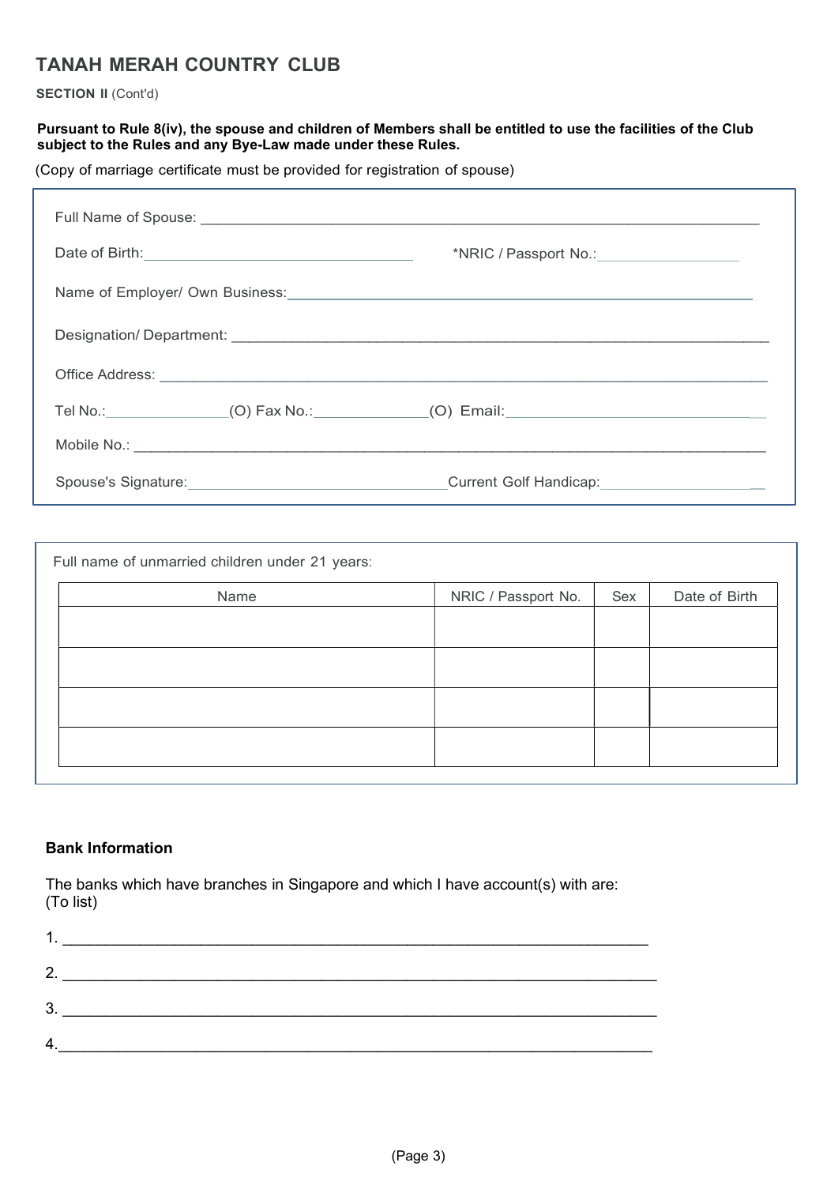# TANAH MERAH COUNTRY CLUB

**SECTION II** (Cont'd)

**Pursuant to Rule 8(iv), the spouse and children of Members shall be entitled to use the facilities of the Club subject to the Rules and any Bye-Law made under these Rules.**

(Copy of marriage certificate must be provided for registration of spouse)

Full Name of Spouse: ______________________________________________

Date of Birth: ______________________ *NRIC / Passport No.: ______________

Name of Employer/ Own Business: ______________________________________

Designation/ Department: ___________________________________________

Office Address: _________________________________________________

Tel No.: ____________(O) Fax No.: ___________(O) Email: ____________________

Mobile No.: ____________________________________________________

Spouse's Signature: ______________________ Current Golf Handicap: ______________

Full name of unmarried children under 21 years:

| Name | NRIC / Passport No. | Sex | Date of Birth |
|---|---|---|---|
| | | | |
| | | | |
| | | | |
| | | | |

**Bank Information**

The banks which have branches in Singapore and which I have account(s) with are:
(To list)

1. ____________________________________________________________

2. ____________________________________________________________

3. ____________________________________________________________

4. ____________________________________________________________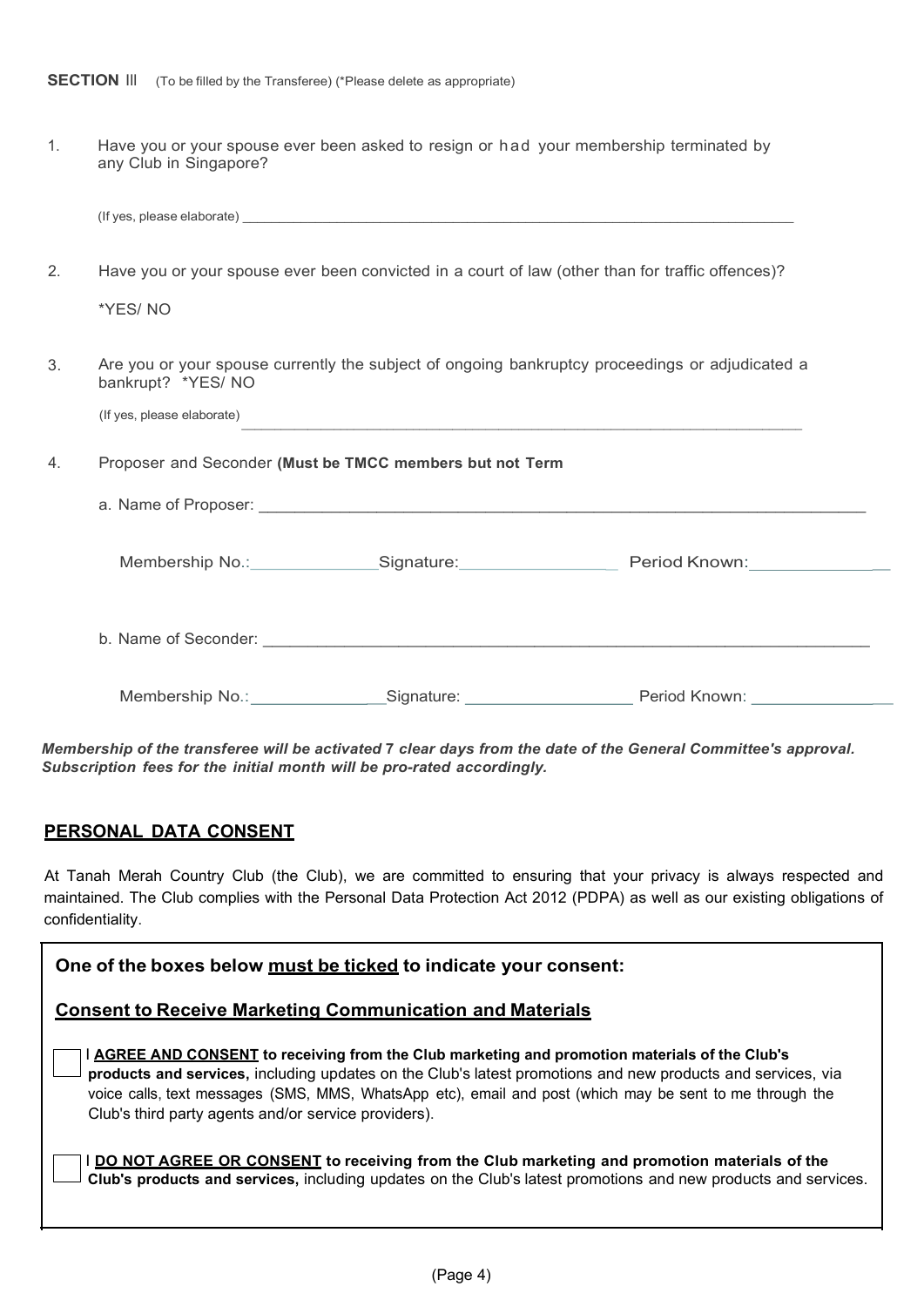**SECTION** III (To be filled by the Transferee) (*Please delete as appropriate)

1. Have you or your spouse ever been asked to resign or had your membership terminated by any Club in Singapore?

   (If yes, please elaborate) ____________________________________________________________

2. Have you or your spouse ever been convicted in a court of law (other than for traffic offences)?

   *YES/ NO

3. Are you or your spouse currently the subject of ongoing bankruptcy proceedings or adjudicated a bankrupt? *YES/ NO

   (If yes, please elaborate) ____________________________________________________________

4. Proposer and Seconder **(Must be TMCC members but not Term**

   a. Name of Proposer: ____________________________________________________________

   Membership No.:______________Signature:________________ Period Known:______________

   b. Name of Seconder: ____________________________________________________________

   Membership No.:______________Signature: __________________ Period Known: ______________

***Membership of the transferee will be activated 7 clear days from the date of the General Committee's approval. Subscription fees for the initial month will be pro-rated accordingly.***

## PERSONAL DATA CONSENT

At Tanah Merah Country Club (the Club), we are committed to ensuring that your privacy is always respected and maintained. The Club complies with the Personal Data Protection Act 2012 (PDPA) as well as our existing obligations of confidentiality.

**One of the boxes below must be ticked to indicate your consent:**

**Consent to Receive Marketing Communication and Materials**

☐ I **AGREE AND CONSENT to receiving from the Club marketing and promotion materials of the Club's products and services,** including updates on the Club's latest promotions and new products and services, via voice calls, text messages (SMS, MMS, WhatsApp etc), email and post (which may be sent to me through the Club's third party agents and/or service providers).

☐ I **DO NOT AGREE OR CONSENT to receiving from the Club marketing and promotion materials of the Club's products and services,** including updates on the Club's latest promotions and new products and services.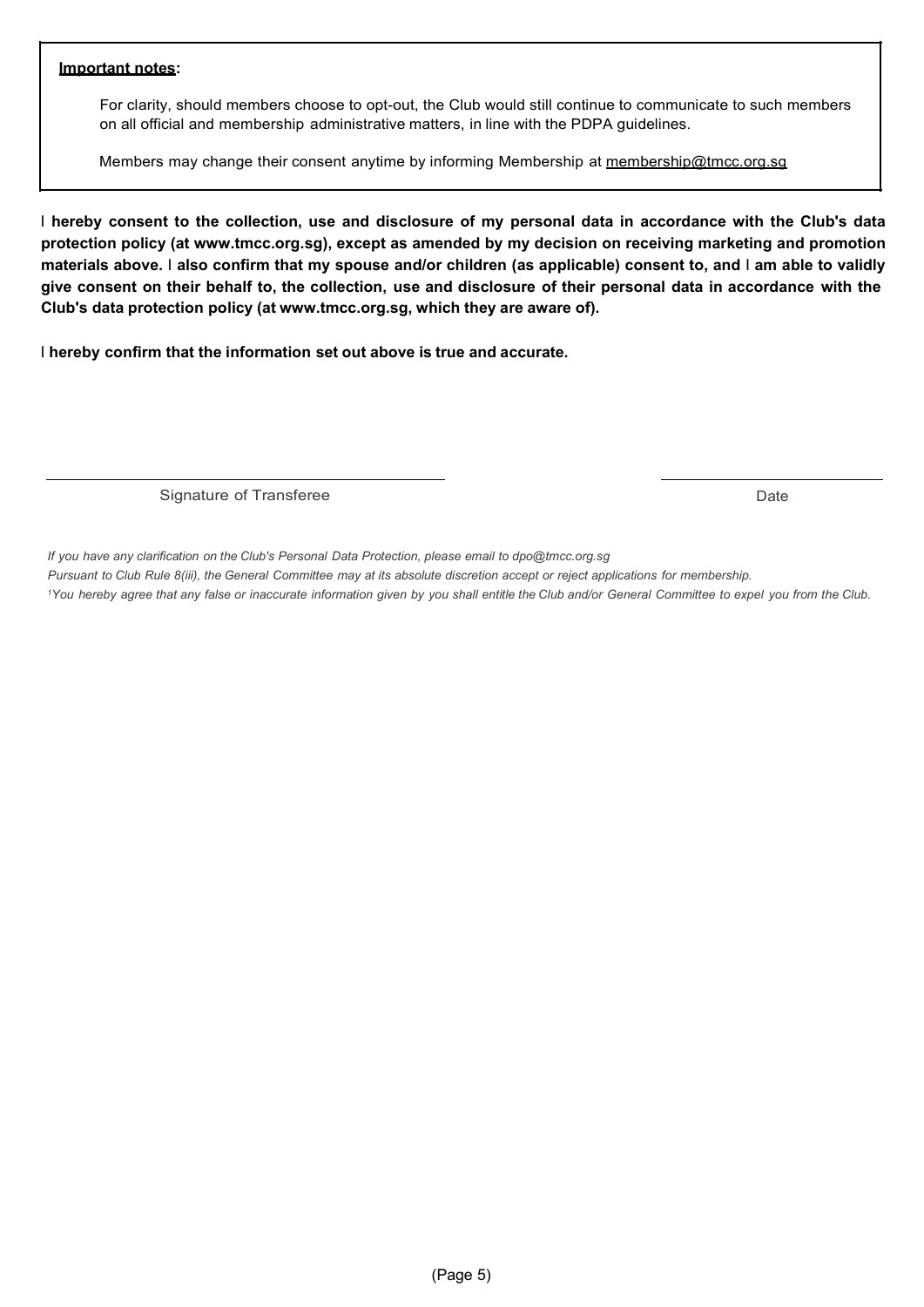**Important notes:**

For clarity, should members choose to opt-out, the Club would still continue to communicate to such members on all official and membership administrative matters, in line with the PDPA guidelines.

Members may change their consent anytime by informing Membership at membership@tmcc.org.sg

I **hereby consent to the collection, use and disclosure of my personal data in accordance with the Club's data protection policy (at www.tmcc.org.sg), except as amended by my decision on receiving marketing and promotion materials above.** I **also confirm that my spouse and/or children (as applicable) consent to, and** I **am able to validly give consent on their behalf to, the collection, use and disclosure of their personal data in accordance with the Club's data protection policy (at www.tmcc.org.sg, which they are aware of).**

I **hereby confirm that the information set out above is true and accurate.**

Signature of Transferee

Date

*If you have any clarification on the Club's Personal Data Protection, please email to dpo@tmcc.org.sg*

*Pursuant to Club Rule 8(iii), the General Committee may at its absolute discretion accept or reject applications for membership.*

*[1]You hereby agree that any false or inaccurate information given by you shall entitle the Club and/or General Committee to expel you from the Club.*